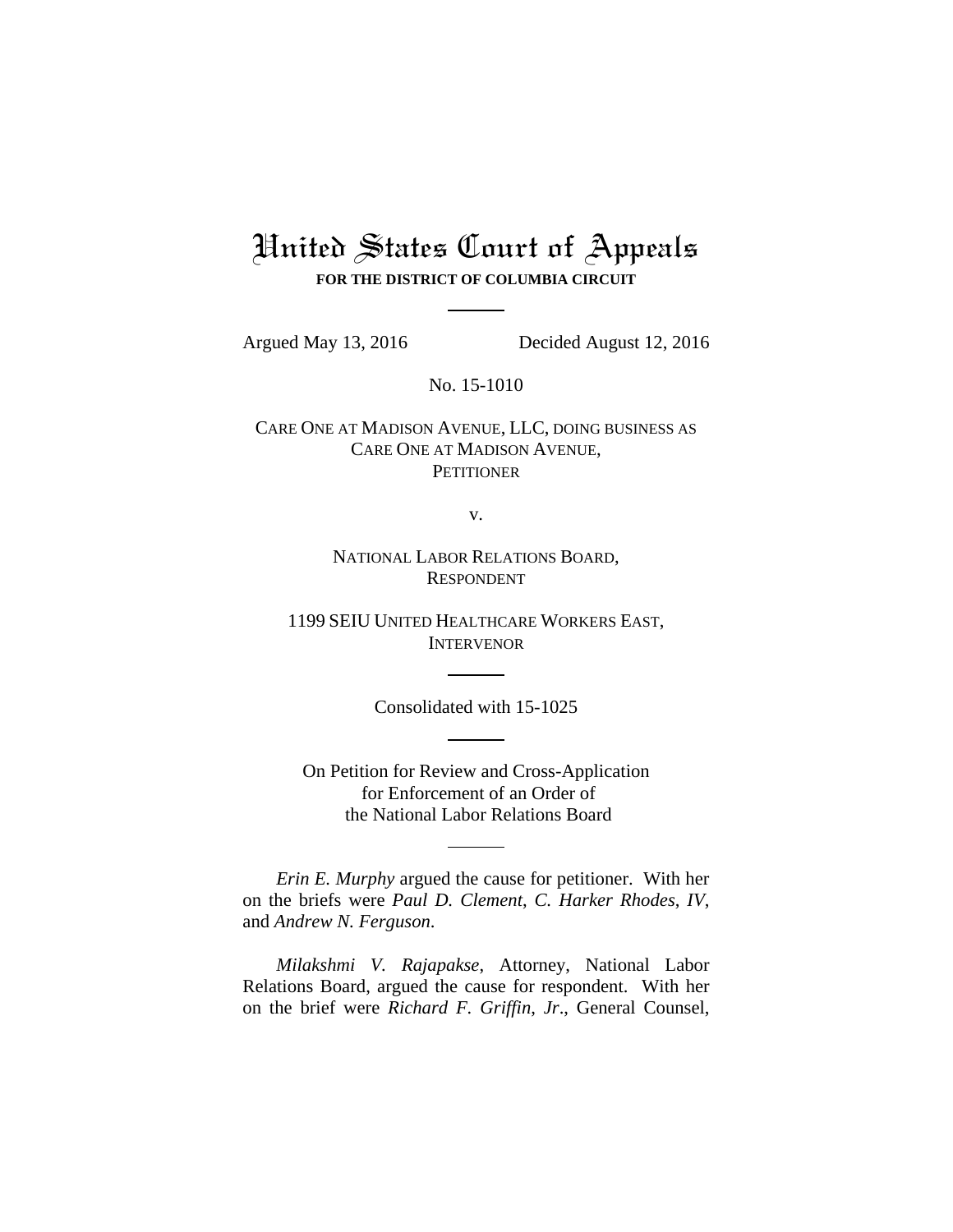# United States Court of Appeals

**FOR THE DISTRICT OF COLUMBIA CIRCUIT**

---

Argued May 13, 2016 Decided August 12, 2016

No. 15-1010

CARE ONE AT MADISON AVENUE, LLC, DOING BUSINESS AS CARE ONE AT MADISON AVENUE,
PETITIONER

v.

NATIONAL LABOR RELATIONS BOARD,
RESPONDENT

1199 SEIU UNITED HEALTHCARE WORKERS EAST,
INTERVENOR

---

Consolidated with 15-1025

---

On Petition for Review and Cross-Application for Enforcement of an Order of the National Labor Relations Board

---

*Erin E. Murphy* argued the cause for petitioner. With her on the briefs were *Paul D. Clement*, *C. Harker Rhodes, IV*, and *Andrew N. Ferguson*.

*Milakshmi V. Rajapakse*, Attorney, National Labor Relations Board, argued the cause for respondent. With her on the brief were *Richard F. Griffin, Jr.*, General Counsel,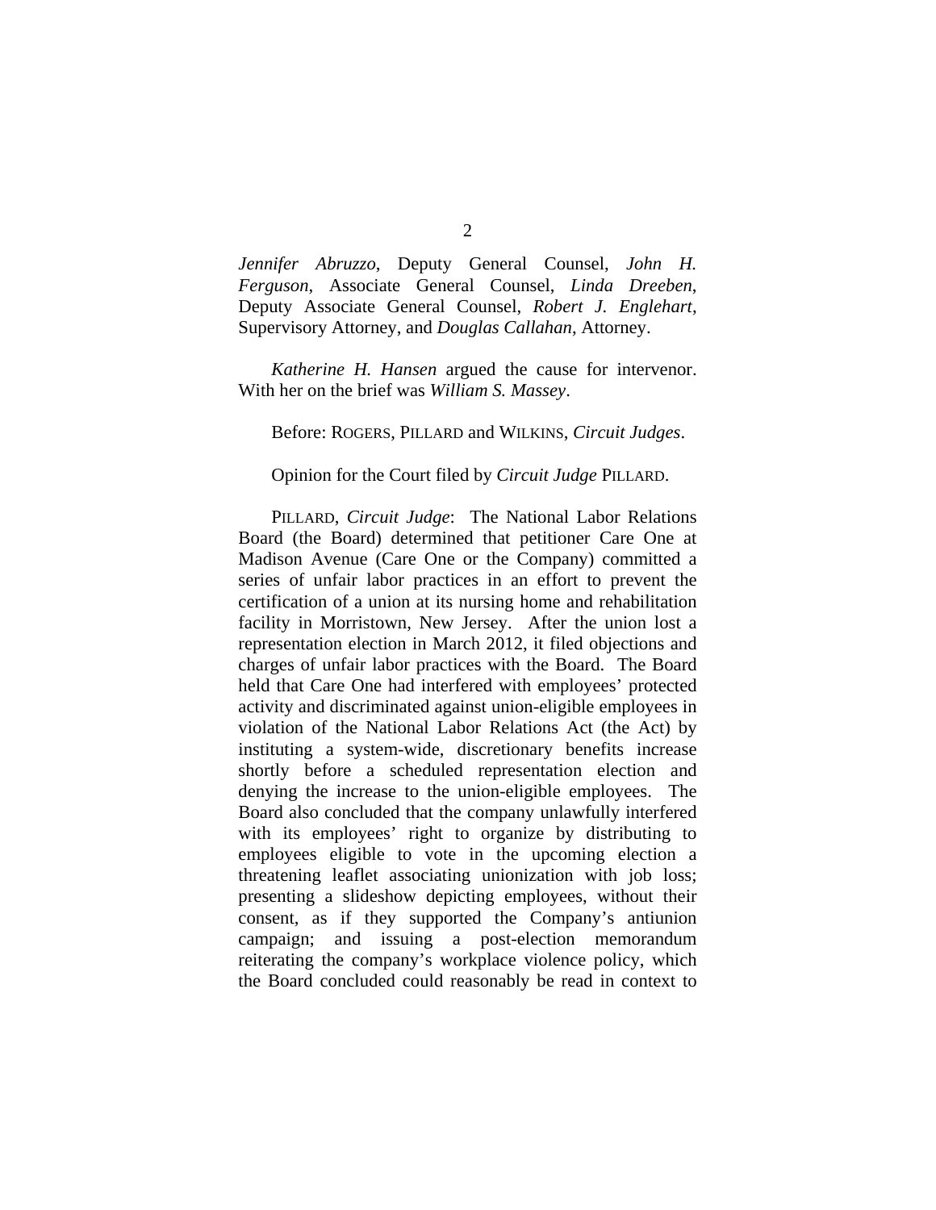*Jennifer Abruzzo*, Deputy General Counsel, *John H. Ferguson*, Associate General Counsel, *Linda Dreeben*, Deputy Associate General Counsel, *Robert J. Englehart*, Supervisory Attorney, and *Douglas Callahan*, Attorney.

*Katherine H. Hansen* argued the cause for intervenor. With her on the brief was *William S. Massey*.

Before: ROGERS, PILLARD and WILKINS, *Circuit Judges*.

Opinion for the Court filed by *Circuit Judge* PILLARD.

PILLARD, *Circuit Judge*: The National Labor Relations Board (the Board) determined that petitioner Care One at Madison Avenue (Care One or the Company) committed a series of unfair labor practices in an effort to prevent the certification of a union at its nursing home and rehabilitation facility in Morristown, New Jersey. After the union lost a representation election in March 2012, it filed objections and charges of unfair labor practices with the Board. The Board held that Care One had interfered with employees' protected activity and discriminated against union-eligible employees in violation of the National Labor Relations Act (the Act) by instituting a system-wide, discretionary benefits increase shortly before a scheduled representation election and denying the increase to the union-eligible employees. The Board also concluded that the company unlawfully interfered with its employees' right to organize by distributing to employees eligible to vote in the upcoming election a threatening leaflet associating unionization with job loss; presenting a slideshow depicting employees, without their consent, as if they supported the Company's antiunion campaign; and issuing a post-election memorandum reiterating the company's workplace violence policy, which the Board concluded could reasonably be read in context to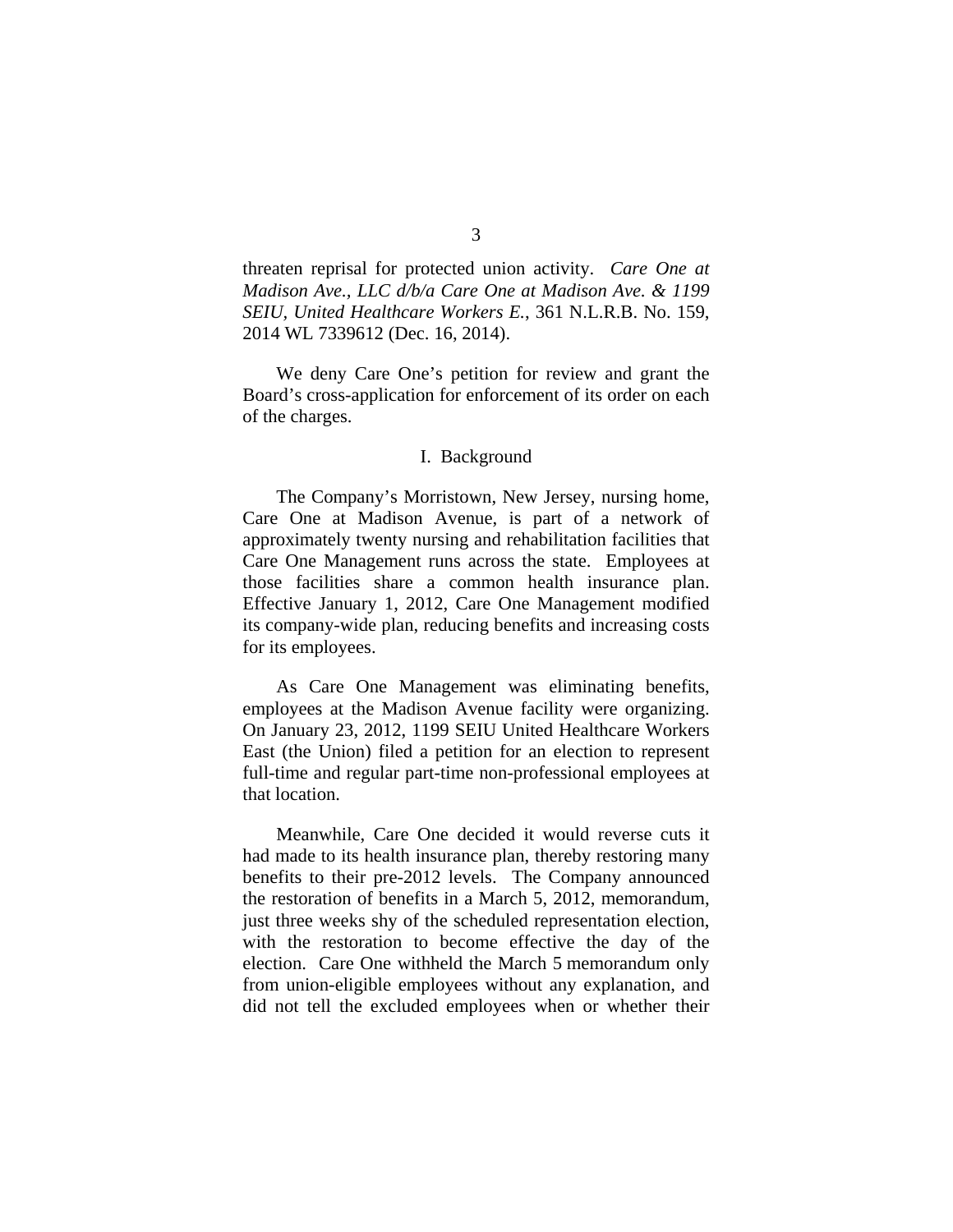threaten reprisal for protected union activity. *Care One at Madison Ave., LLC d/b/a Care One at Madison Ave. & 1199 SEIU, United Healthcare Workers E.*, 361 N.L.R.B. No. 159, 2014 WL 7339612 (Dec. 16, 2014).

We deny Care One's petition for review and grant the Board's cross-application for enforcement of its order on each of the charges.

## I. Background

The Company's Morristown, New Jersey, nursing home, Care One at Madison Avenue, is part of a network of approximately twenty nursing and rehabilitation facilities that Care One Management runs across the state. Employees at those facilities share a common health insurance plan. Effective January 1, 2012, Care One Management modified its company-wide plan, reducing benefits and increasing costs for its employees.

As Care One Management was eliminating benefits, employees at the Madison Avenue facility were organizing. On January 23, 2012, 1199 SEIU United Healthcare Workers East (the Union) filed a petition for an election to represent full-time and regular part-time non-professional employees at that location.

Meanwhile, Care One decided it would reverse cuts it had made to its health insurance plan, thereby restoring many benefits to their pre-2012 levels. The Company announced the restoration of benefits in a March 5, 2012, memorandum, just three weeks shy of the scheduled representation election, with the restoration to become effective the day of the election. Care One withheld the March 5 memorandum only from union-eligible employees without any explanation, and did not tell the excluded employees when or whether their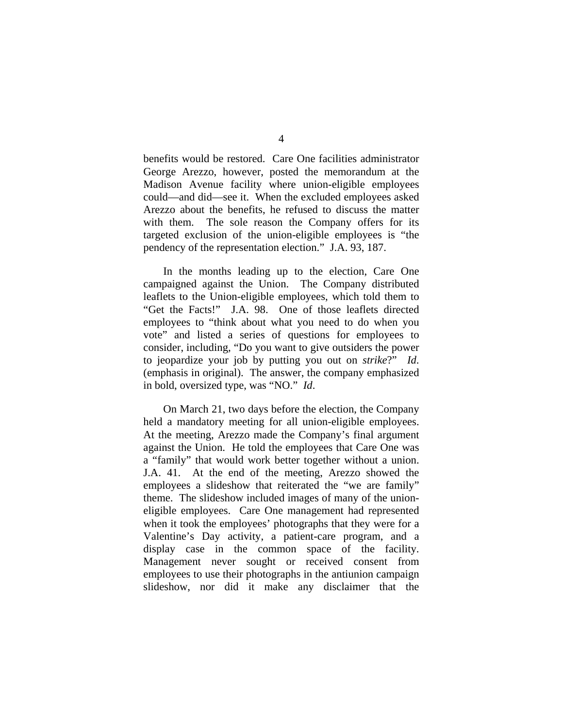benefits would be restored. Care One facilities administrator George Arezzo, however, posted the memorandum at the Madison Avenue facility where union-eligible employees could—and did—see it. When the excluded employees asked Arezzo about the benefits, he refused to discuss the matter with them. The sole reason the Company offers for its targeted exclusion of the union-eligible employees is "the pendency of the representation election." J.A. 93, 187.

In the months leading up to the election, Care One campaigned against the Union. The Company distributed leaflets to the Union-eligible employees, which told them to "Get the Facts!" J.A. 98. One of those leaflets directed employees to "think about what you need to do when you vote" and listed a series of questions for employees to consider, including, "Do you want to give outsiders the power to jeopardize your job by putting you out on *strike*?" *Id*. (emphasis in original). The answer, the company emphasized in bold, oversized type, was "NO." *Id*.

On March 21, two days before the election, the Company held a mandatory meeting for all union-eligible employees. At the meeting, Arezzo made the Company's final argument against the Union. He told the employees that Care One was a "family" that would work better together without a union. J.A. 41. At the end of the meeting, Arezzo showed the employees a slideshow that reiterated the "we are family" theme. The slideshow included images of many of the union-eligible employees. Care One management had represented when it took the employees' photographs that they were for a Valentine's Day activity, a patient-care program, and a display case in the common space of the facility. Management never sought or received consent from employees to use their photographs in the antiunion campaign slideshow, nor did it make any disclaimer that the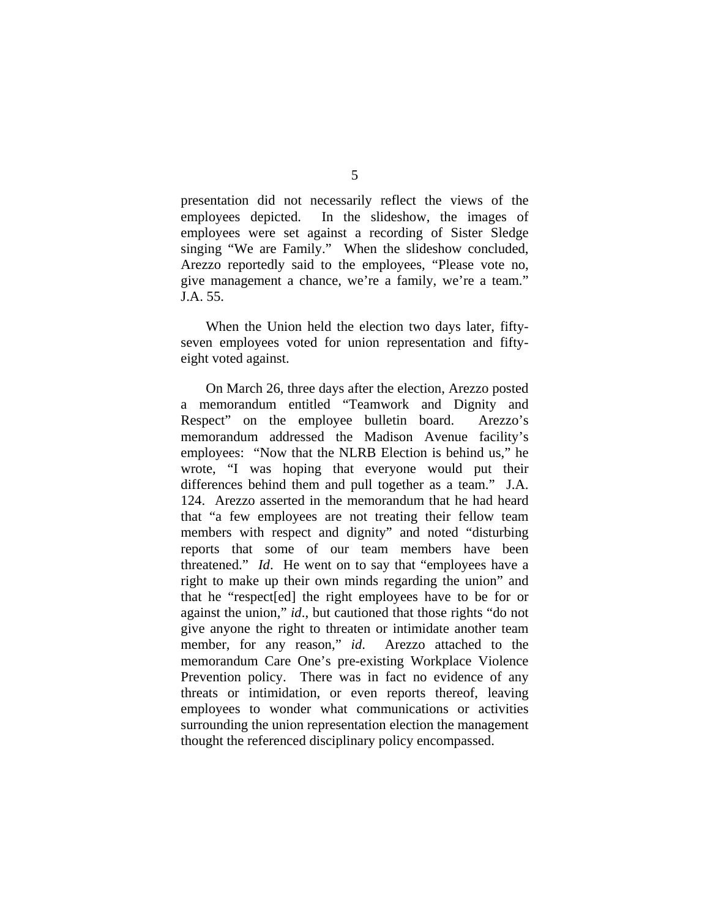presentation did not necessarily reflect the views of the employees depicted. In the slideshow, the images of employees were set against a recording of Sister Sledge singing "We are Family." When the slideshow concluded, Arezzo reportedly said to the employees, "Please vote no, give management a chance, we're a family, we're a team." J.A. 55.

When the Union held the election two days later, fifty-seven employees voted for union representation and fifty-eight voted against.

On March 26, three days after the election, Arezzo posted a memorandum entitled "Teamwork and Dignity and Respect" on the employee bulletin board. Arezzo's memorandum addressed the Madison Avenue facility's employees: "Now that the NLRB Election is behind us," he wrote, "I was hoping that everyone would put their differences behind them and pull together as a team." J.A. 124. Arezzo asserted in the memorandum that he had heard that "a few employees are not treating their fellow team members with respect and dignity" and noted "disturbing reports that some of our team members have been threatened." *Id*. He went on to say that "employees have a right to make up their own minds regarding the union" and that he "respect[ed] the right employees have to be for or against the union," *id*., but cautioned that those rights "do not give anyone the right to threaten or intimidate another team member, for any reason," *id*. Arezzo attached to the memorandum Care One's pre-existing Workplace Violence Prevention policy. There was in fact no evidence of any threats or intimidation, or even reports thereof, leaving employees to wonder what communications or activities surrounding the union representation election the management thought the referenced disciplinary policy encompassed.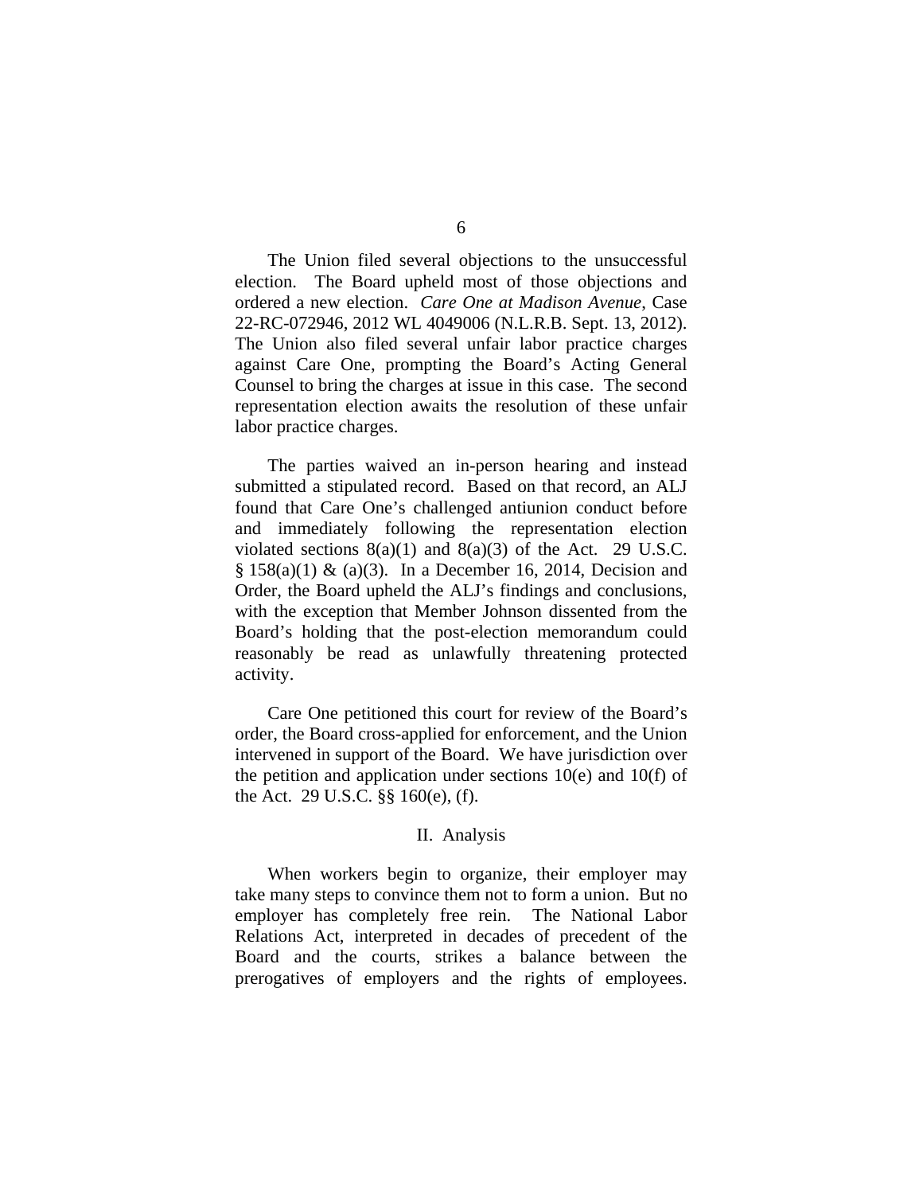The Union filed several objections to the unsuccessful election. The Board upheld most of those objections and ordered a new election. *Care One at Madison Avenue*, Case 22-RC-072946, 2012 WL 4049006 (N.L.R.B. Sept. 13, 2012). The Union also filed several unfair labor practice charges against Care One, prompting the Board's Acting General Counsel to bring the charges at issue in this case. The second representation election awaits the resolution of these unfair labor practice charges.

The parties waived an in-person hearing and instead submitted a stipulated record. Based on that record, an ALJ found that Care One's challenged antiunion conduct before and immediately following the representation election violated sections 8(a)(1) and 8(a)(3) of the Act. 29 U.S.C. § 158(a)(1) & (a)(3). In a December 16, 2014, Decision and Order, the Board upheld the ALJ's findings and conclusions, with the exception that Member Johnson dissented from the Board's holding that the post-election memorandum could reasonably be read as unlawfully threatening protected activity.

Care One petitioned this court for review of the Board's order, the Board cross-applied for enforcement, and the Union intervened in support of the Board. We have jurisdiction over the petition and application under sections 10(e) and 10(f) of the Act. 29 U.S.C. §§ 160(e), (f).

## II. Analysis

When workers begin to organize, their employer may take many steps to convince them not to form a union. But no employer has completely free rein. The National Labor Relations Act, interpreted in decades of precedent of the Board and the courts, strikes a balance between the prerogatives of employers and the rights of employees.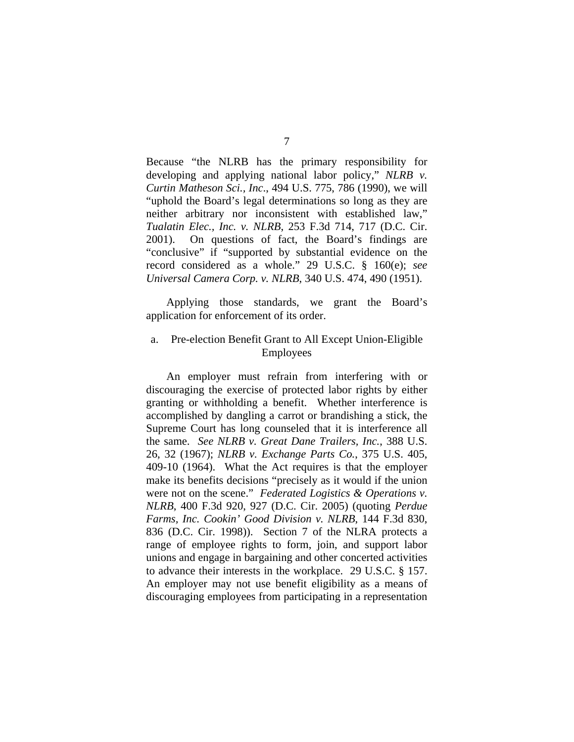Because "the NLRB has the primary responsibility for developing and applying national labor policy," *NLRB v. Curtin Matheson Sci., Inc*., 494 U.S. 775, 786 (1990), we will "uphold the Board's legal determinations so long as they are neither arbitrary nor inconsistent with established law," *Tualatin Elec., Inc. v. NLRB*, 253 F.3d 714, 717 (D.C. Cir. 2001). On questions of fact, the Board's findings are "conclusive" if "supported by substantial evidence on the record considered as a whole." 29 U.S.C. § 160(e); *see Universal Camera Corp. v. NLRB*, 340 U.S. 474, 490 (1951).

Applying those standards, we grant the Board's application for enforcement of its order.

### a. Pre-election Benefit Grant to All Except Union-Eligible Employees

An employer must refrain from interfering with or discouraging the exercise of protected labor rights by either granting or withholding a benefit. Whether interference is accomplished by dangling a carrot or brandishing a stick, the Supreme Court has long counseled that it is interference all the same. *See NLRB v. Great Dane Trailers, Inc.*, 388 U.S. 26, 32 (1967); *NLRB v. Exchange Parts Co.*, 375 U.S. 405, 409-10 (1964). What the Act requires is that the employer make its benefits decisions "precisely as it would if the union were not on the scene." *Federated Logistics & Operations v. NLRB*, 400 F.3d 920, 927 (D.C. Cir. 2005) (quoting *Perdue Farms, Inc. Cookin' Good Division v. NLRB*, 144 F.3d 830, 836 (D.C. Cir. 1998)). Section 7 of the NLRA protects a range of employee rights to form, join, and support labor unions and engage in bargaining and other concerted activities to advance their interests in the workplace. 29 U.S.C. § 157. An employer may not use benefit eligibility as a means of discouraging employees from participating in a representation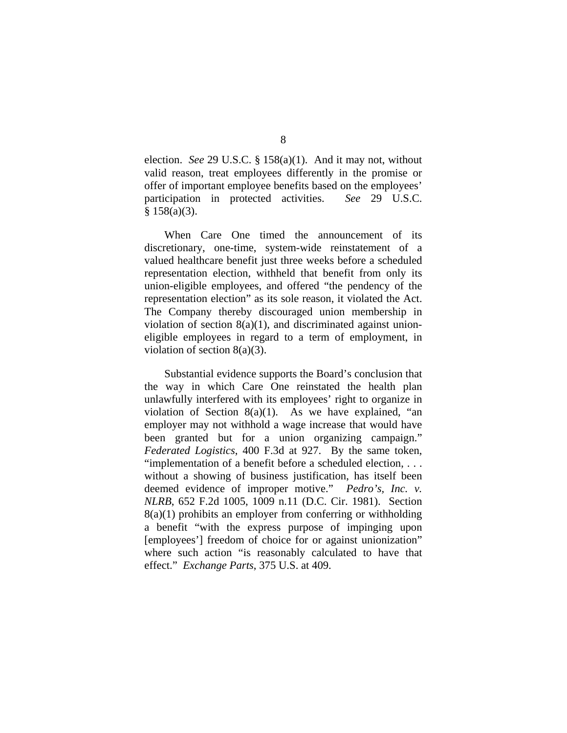election. *See* 29 U.S.C. § 158(a)(1). And it may not, without valid reason, treat employees differently in the promise or offer of important employee benefits based on the employees' participation in protected activities. *See* 29 U.S.C. § 158(a)(3).

When Care One timed the announcement of its discretionary, one-time, system-wide reinstatement of a valued healthcare benefit just three weeks before a scheduled representation election, withheld that benefit from only its union-eligible employees, and offered "the pendency of the representation election" as its sole reason, it violated the Act. The Company thereby discouraged union membership in violation of section 8(a)(1), and discriminated against union-eligible employees in regard to a term of employment, in violation of section 8(a)(3).

Substantial evidence supports the Board's conclusion that the way in which Care One reinstated the health plan unlawfully interfered with its employees' right to organize in violation of Section 8(a)(1). As we have explained, "an employer may not withhold a wage increase that would have been granted but for a union organizing campaign." *Federated Logistics*, 400 F.3d at 927. By the same token, "implementation of a benefit before a scheduled election, . . . without a showing of business justification, has itself been deemed evidence of improper motive." *Pedro's, Inc. v. NLRB*, 652 F.2d 1005, 1009 n.11 (D.C. Cir. 1981). Section 8(a)(1) prohibits an employer from conferring or withholding a benefit "with the express purpose of impinging upon [employees'] freedom of choice for or against unionization" where such action "is reasonably calculated to have that effect." *Exchange Parts*, 375 U.S. at 409.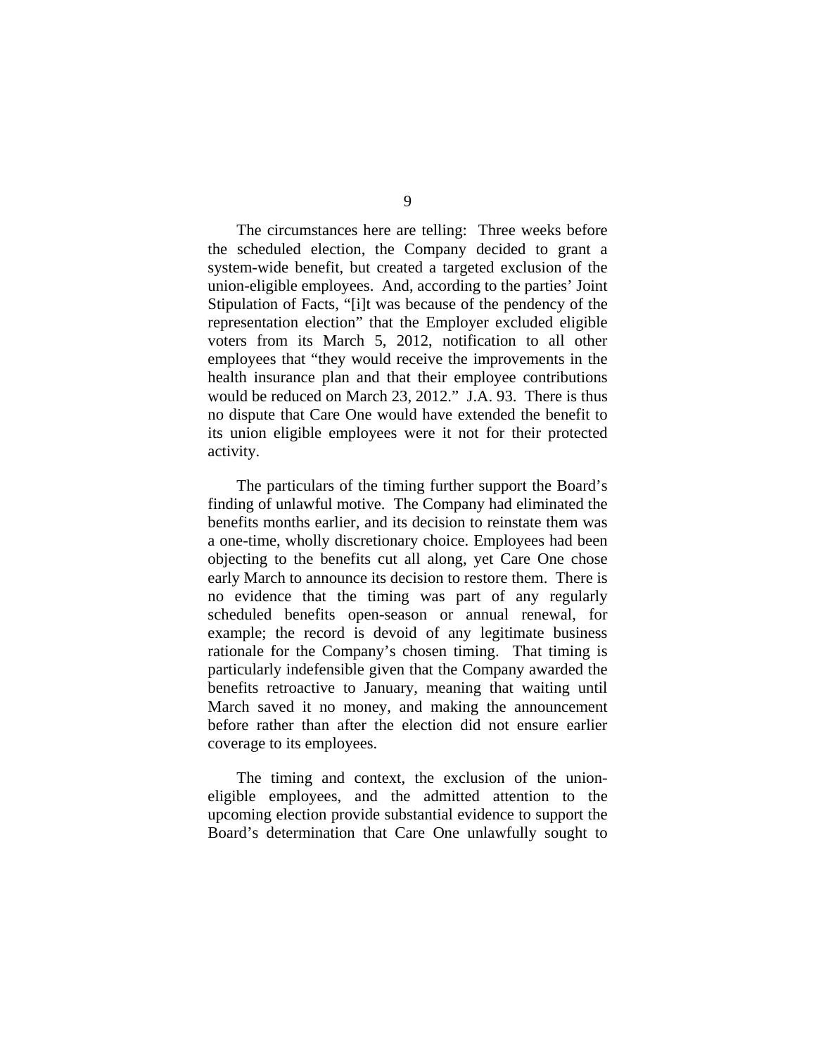The circumstances here are telling: Three weeks before the scheduled election, the Company decided to grant a system-wide benefit, but created a targeted exclusion of the union-eligible employees. And, according to the parties' Joint Stipulation of Facts, "[i]t was because of the pendency of the representation election" that the Employer excluded eligible voters from its March 5, 2012, notification to all other employees that "they would receive the improvements in the health insurance plan and that their employee contributions would be reduced on March 23, 2012." J.A. 93. There is thus no dispute that Care One would have extended the benefit to its union eligible employees were it not for their protected activity.

The particulars of the timing further support the Board's finding of unlawful motive. The Company had eliminated the benefits months earlier, and its decision to reinstate them was a one-time, wholly discretionary choice. Employees had been objecting to the benefits cut all along, yet Care One chose early March to announce its decision to restore them. There is no evidence that the timing was part of any regularly scheduled benefits open-season or annual renewal, for example; the record is devoid of any legitimate business rationale for the Company's chosen timing. That timing is particularly indefensible given that the Company awarded the benefits retroactive to January, meaning that waiting until March saved it no money, and making the announcement before rather than after the election did not ensure earlier coverage to its employees.

The timing and context, the exclusion of the union-eligible employees, and the admitted attention to the upcoming election provide substantial evidence to support the Board's determination that Care One unlawfully sought to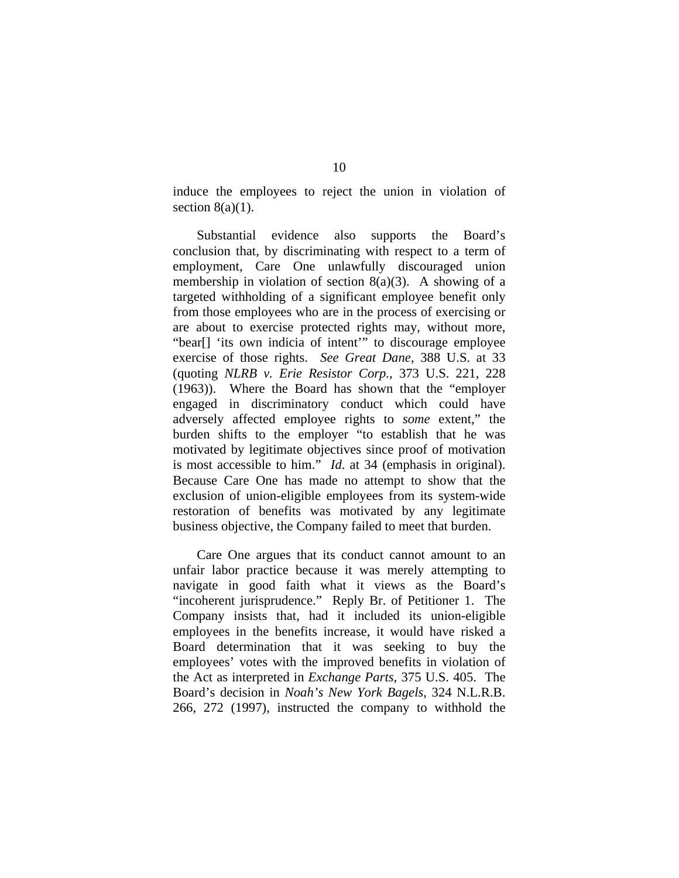induce the employees to reject the union in violation of section 8(a)(1).

Substantial evidence also supports the Board's conclusion that, by discriminating with respect to a term of employment, Care One unlawfully discouraged union membership in violation of section 8(a)(3). A showing of a targeted withholding of a significant employee benefit only from those employees who are in the process of exercising or are about to exercise protected rights may, without more, "bear[] 'its own indicia of intent'" to discourage employee exercise of those rights. *See Great Dane*, 388 U.S. at 33 (quoting *NLRB v. Erie Resistor Corp.*, 373 U.S. 221, 228 (1963)). Where the Board has shown that the "employer engaged in discriminatory conduct which could have adversely affected employee rights to *some* extent," the burden shifts to the employer "to establish that he was motivated by legitimate objectives since proof of motivation is most accessible to him." *Id*. at 34 (emphasis in original). Because Care One has made no attempt to show that the exclusion of union-eligible employees from its system-wide restoration of benefits was motivated by any legitimate business objective, the Company failed to meet that burden.

Care One argues that its conduct cannot amount to an unfair labor practice because it was merely attempting to navigate in good faith what it views as the Board's "incoherent jurisprudence." Reply Br. of Petitioner 1. The Company insists that, had it included its union-eligible employees in the benefits increase, it would have risked a Board determination that it was seeking to buy the employees' votes with the improved benefits in violation of the Act as interpreted in *Exchange Parts*, 375 U.S. 405. The Board's decision in *Noah's New York Bagels*, 324 N.L.R.B. 266, 272 (1997), instructed the company to withhold the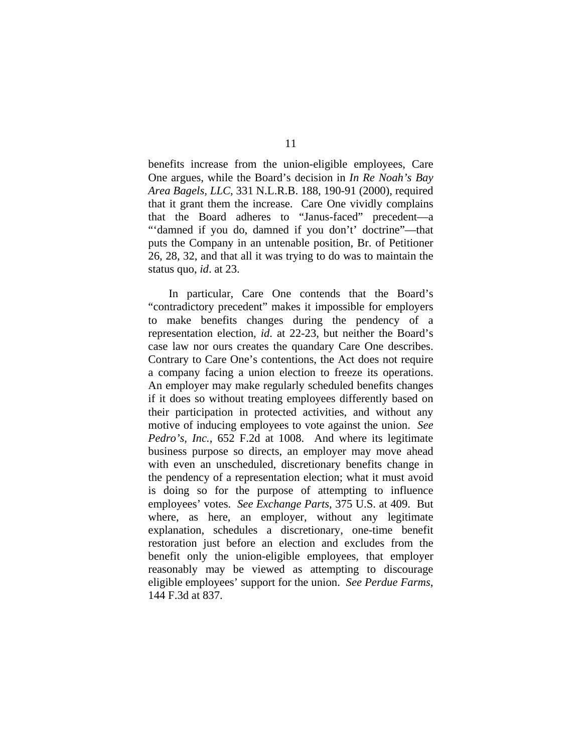benefits increase from the union-eligible employees, Care One argues, while the Board's decision in *In Re Noah's Bay Area Bagels, LLC*, 331 N.L.R.B. 188, 190-91 (2000), required that it grant them the increase. Care One vividly complains that the Board adheres to "Janus-faced" precedent—a "'damned if you do, damned if you don't' doctrine"—that puts the Company in an untenable position, Br. of Petitioner 26, 28, 32, and that all it was trying to do was to maintain the status quo, *id*. at 23.

In particular, Care One contends that the Board's "contradictory precedent" makes it impossible for employers to make benefits changes during the pendency of a representation election, *id*. at 22-23, but neither the Board's case law nor ours creates the quandary Care One describes. Contrary to Care One's contentions, the Act does not require a company facing a union election to freeze its operations. An employer may make regularly scheduled benefits changes if it does so without treating employees differently based on their participation in protected activities, and without any motive of inducing employees to vote against the union. *See Pedro's, Inc.*, 652 F.2d at 1008. And where its legitimate business purpose so directs, an employer may move ahead with even an unscheduled, discretionary benefits change in the pendency of a representation election; what it must avoid is doing so for the purpose of attempting to influence employees' votes. *See Exchange Parts*, 375 U.S. at 409. But where, as here, an employer, without any legitimate explanation, schedules a discretionary, one-time benefit restoration just before an election and excludes from the benefit only the union-eligible employees, that employer reasonably may be viewed as attempting to discourage eligible employees' support for the union. *See Perdue Farms*, 144 F.3d at 837.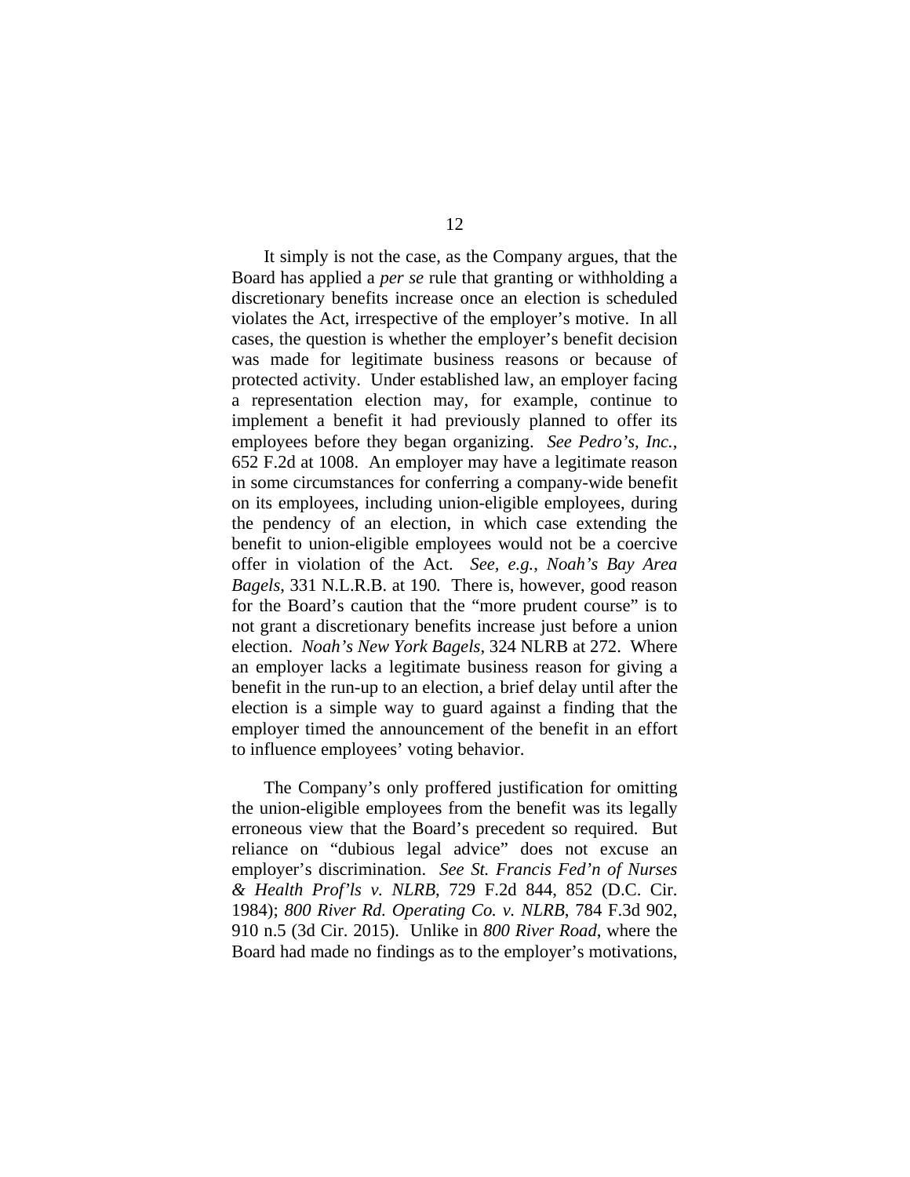It simply is not the case, as the Company argues, that the Board has applied a *per se* rule that granting or withholding a discretionary benefits increase once an election is scheduled violates the Act, irrespective of the employer's motive. In all cases, the question is whether the employer's benefit decision was made for legitimate business reasons or because of protected activity. Under established law, an employer facing a representation election may, for example, continue to implement a benefit it had previously planned to offer its employees before they began organizing. *See Pedro's, Inc.*, 652 F.2d at 1008. An employer may have a legitimate reason in some circumstances for conferring a company-wide benefit on its employees, including union-eligible employees, during the pendency of an election, in which case extending the benefit to union-eligible employees would not be a coercive offer in violation of the Act. *See, e.g.*, *Noah's Bay Area Bagels*, 331 N.L.R.B. at 190. There is, however, good reason for the Board's caution that the "more prudent course" is to not grant a discretionary benefits increase just before a union election. *Noah's New York Bagels*, 324 NLRB at 272. Where an employer lacks a legitimate business reason for giving a benefit in the run-up to an election, a brief delay until after the election is a simple way to guard against a finding that the employer timed the announcement of the benefit in an effort to influence employees' voting behavior.

The Company's only proffered justification for omitting the union-eligible employees from the benefit was its legally erroneous view that the Board's precedent so required. But reliance on "dubious legal advice" does not excuse an employer's discrimination. *See St. Francis Fed'n of Nurses & Health Prof'ls v. NLRB*, 729 F.2d 844, 852 (D.C. Cir. 1984); *800 River Rd. Operating Co. v. NLRB*, 784 F.3d 902, 910 n.5 (3d Cir. 2015). Unlike in *800 River Road*, where the Board had made no findings as to the employer's motivations,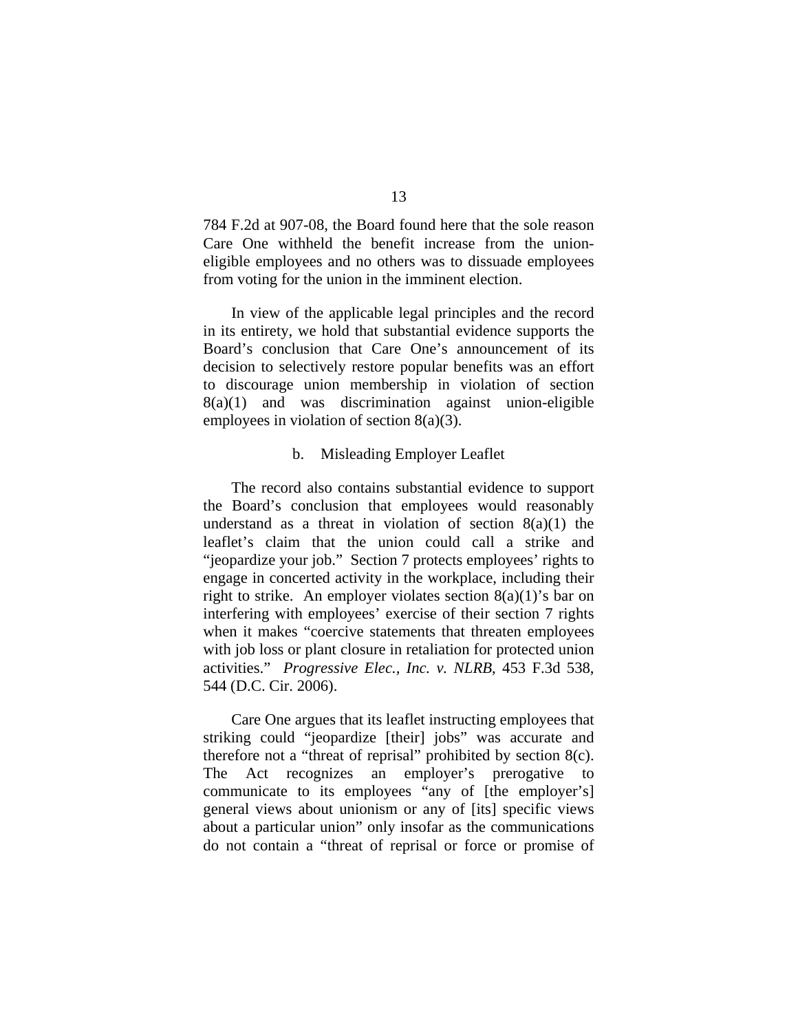784 F.2d at 907-08, the Board found here that the sole reason Care One withheld the benefit increase from the union-eligible employees and no others was to dissuade employees from voting for the union in the imminent election.

In view of the applicable legal principles and the record in its entirety, we hold that substantial evidence supports the Board's conclusion that Care One's announcement of its decision to selectively restore popular benefits was an effort to discourage union membership in violation of section 8(a)(1) and was discrimination against union-eligible employees in violation of section 8(a)(3).

b. Misleading Employer Leaflet

The record also contains substantial evidence to support the Board's conclusion that employees would reasonably understand as a threat in violation of section 8(a)(1) the leaflet's claim that the union could call a strike and "jeopardize your job." Section 7 protects employees' rights to engage in concerted activity in the workplace, including their right to strike. An employer violates section 8(a)(1)'s bar on interfering with employees' exercise of their section 7 rights when it makes "coercive statements that threaten employees with job loss or plant closure in retaliation for protected union activities." *Progressive Elec., Inc. v. NLRB*, 453 F.3d 538, 544 (D.C. Cir. 2006).

Care One argues that its leaflet instructing employees that striking could "jeopardize [their] jobs" was accurate and therefore not a "threat of reprisal" prohibited by section 8(c). The Act recognizes an employer's prerogative to communicate to its employees "any of [the employer's] general views about unionism or any of [its] specific views about a particular union" only insofar as the communications do not contain a "threat of reprisal or force or promise of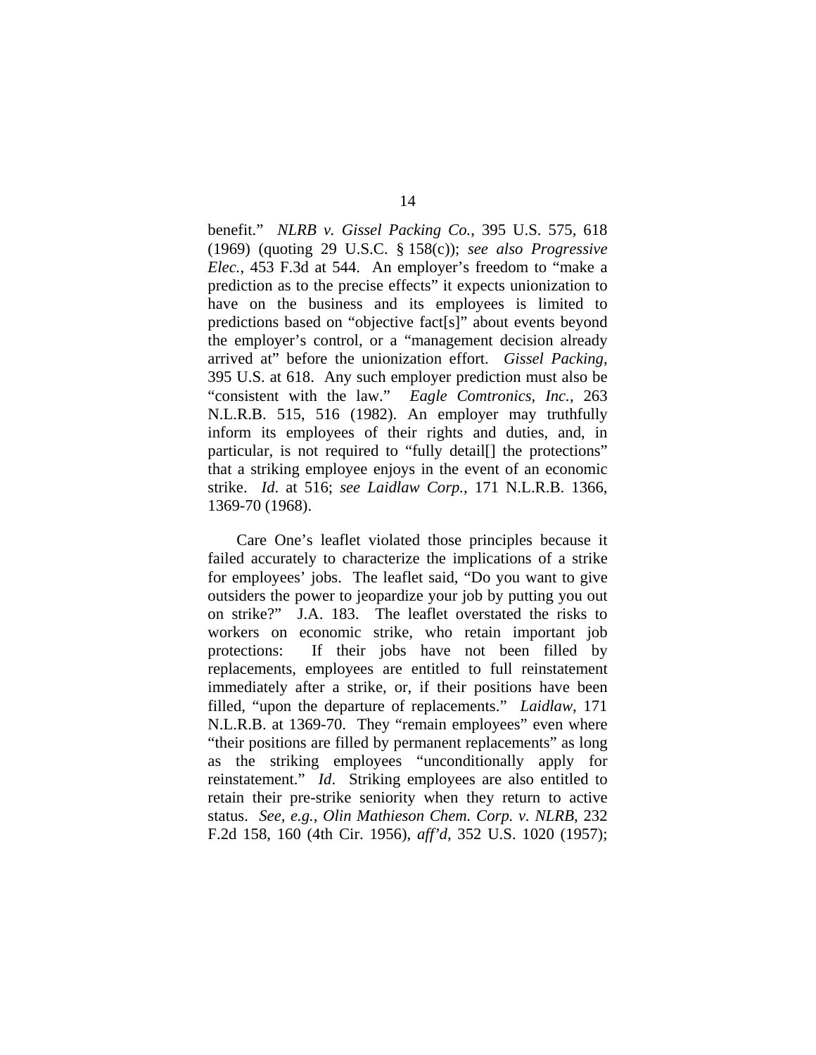benefit." *NLRB v. Gissel Packing Co.*, 395 U.S. 575, 618 (1969) (quoting 29 U.S.C. § 158(c)); *see also Progressive Elec.*, 453 F.3d at 544. An employer's freedom to "make a prediction as to the precise effects" it expects unionization to have on the business and its employees is limited to predictions based on "objective fact[s]" about events beyond the employer's control, or a "management decision already arrived at" before the unionization effort. *Gissel Packing*, 395 U.S. at 618. Any such employer prediction must also be "consistent with the law." *Eagle Comtronics, Inc.*, 263 N.L.R.B. 515, 516 (1982). An employer may truthfully inform its employees of their rights and duties, and, in particular, is not required to "fully detail[] the protections" that a striking employee enjoys in the event of an economic strike. *Id.* at 516; *see Laidlaw Corp.*, 171 N.L.R.B. 1366, 1369-70 (1968).

Care One's leaflet violated those principles because it failed accurately to characterize the implications of a strike for employees' jobs. The leaflet said, "Do you want to give outsiders the power to jeopardize your job by putting you out on strike?" J.A. 183. The leaflet overstated the risks to workers on economic strike, who retain important job protections: If their jobs have not been filled by replacements, employees are entitled to full reinstatement immediately after a strike, or, if their positions have been filled, "upon the departure of replacements." *Laidlaw*, 171 N.L.R.B. at 1369-70. They "remain employees" even where "their positions are filled by permanent replacements" as long as the striking employees "unconditionally apply for reinstatement." *Id*. Striking employees are also entitled to retain their pre-strike seniority when they return to active status. *See, e.g.*, *Olin Mathieson Chem. Corp. v. NLRB*, 232 F.2d 158, 160 (4th Cir. 1956), *aff'd*, 352 U.S. 1020 (1957);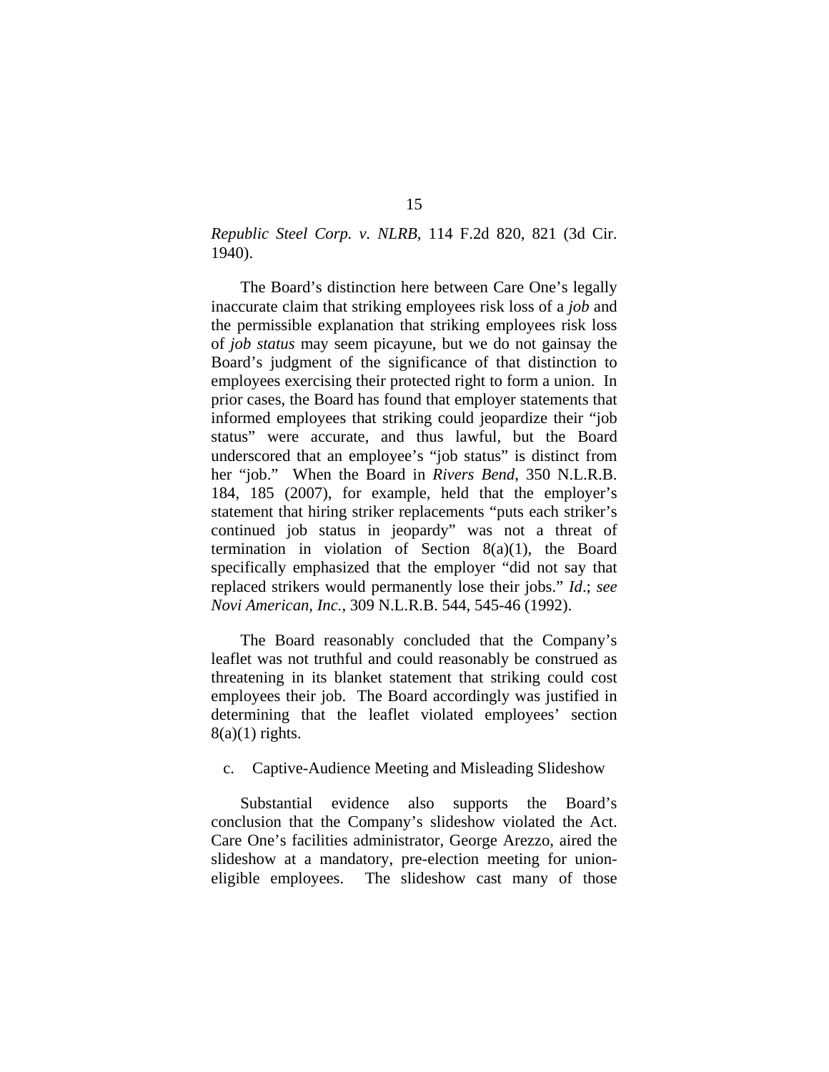*Republic Steel Corp. v. NLRB*, 114 F.2d 820, 821 (3d Cir. 1940).

The Board's distinction here between Care One's legally inaccurate claim that striking employees risk loss of a *job* and the permissible explanation that striking employees risk loss of *job status* may seem picayune, but we do not gainsay the Board's judgment of the significance of that distinction to employees exercising their protected right to form a union. In prior cases, the Board has found that employer statements that informed employees that striking could jeopardize their "job status" were accurate, and thus lawful, but the Board underscored that an employee's "job status" is distinct from her "job." When the Board in *Rivers Bend*, 350 N.L.R.B. 184, 185 (2007), for example, held that the employer's statement that hiring striker replacements "puts each striker's continued job status in jeopardy" was not a threat of termination in violation of Section 8(a)(1), the Board specifically emphasized that the employer "did not say that replaced strikers would permanently lose their jobs." *Id*.; *see Novi American, Inc.*, 309 N.L.R.B. 544, 545-46 (1992).

The Board reasonably concluded that the Company's leaflet was not truthful and could reasonably be construed as threatening in its blanket statement that striking could cost employees their job. The Board accordingly was justified in determining that the leaflet violated employees' section 8(a)(1) rights.

c. Captive-Audience Meeting and Misleading Slideshow

Substantial evidence also supports the Board's conclusion that the Company's slideshow violated the Act. Care One's facilities administrator, George Arezzo, aired the slideshow at a mandatory, pre-election meeting for union-eligible employees. The slideshow cast many of those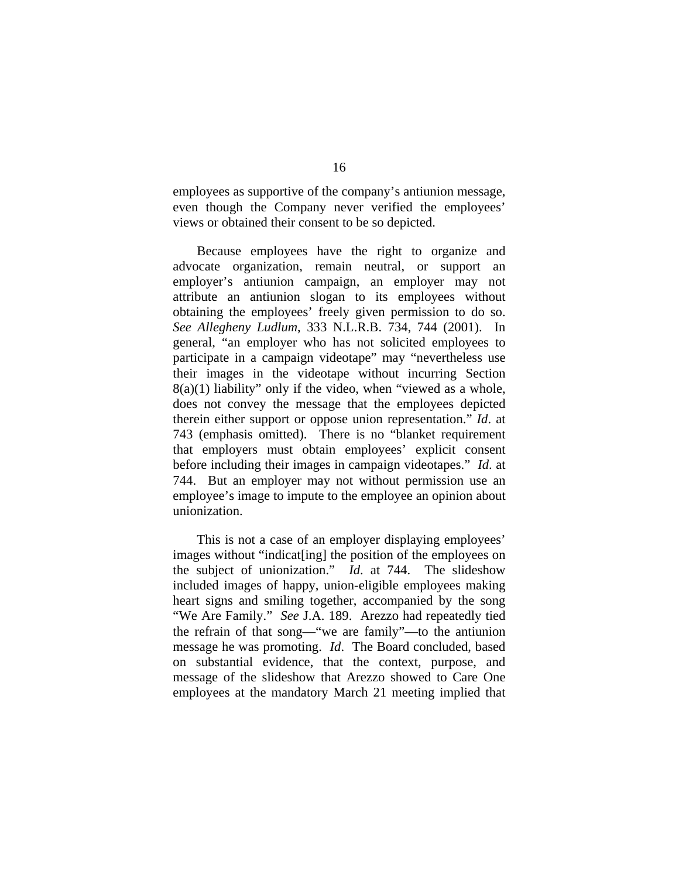employees as supportive of the company's antiunion message, even though the Company never verified the employees' views or obtained their consent to be so depicted.

Because employees have the right to organize and advocate organization, remain neutral, or support an employer's antiunion campaign, an employer may not attribute an antiunion slogan to its employees without obtaining the employees' freely given permission to do so. *See Allegheny Ludlum*, 333 N.L.R.B. 734, 744 (2001). In general, "an employer who has not solicited employees to participate in a campaign videotape" may "nevertheless use their images in the videotape without incurring Section 8(a)(1) liability" only if the video, when "viewed as a whole, does not convey the message that the employees depicted therein either support or oppose union representation." *Id*. at 743 (emphasis omitted). There is no "blanket requirement that employers must obtain employees' explicit consent before including their images in campaign videotapes." *Id*. at 744. But an employer may not without permission use an employee's image to impute to the employee an opinion about unionization.

This is not a case of an employer displaying employees' images without "indicat[ing] the position of the employees on the subject of unionization." *Id*. at 744. The slideshow included images of happy, union-eligible employees making heart signs and smiling together, accompanied by the song "We Are Family." *See* J.A. 189. Arezzo had repeatedly tied the refrain of that song—"we are family"—to the antiunion message he was promoting. *Id*. The Board concluded, based on substantial evidence, that the context, purpose, and message of the slideshow that Arezzo showed to Care One employees at the mandatory March 21 meeting implied that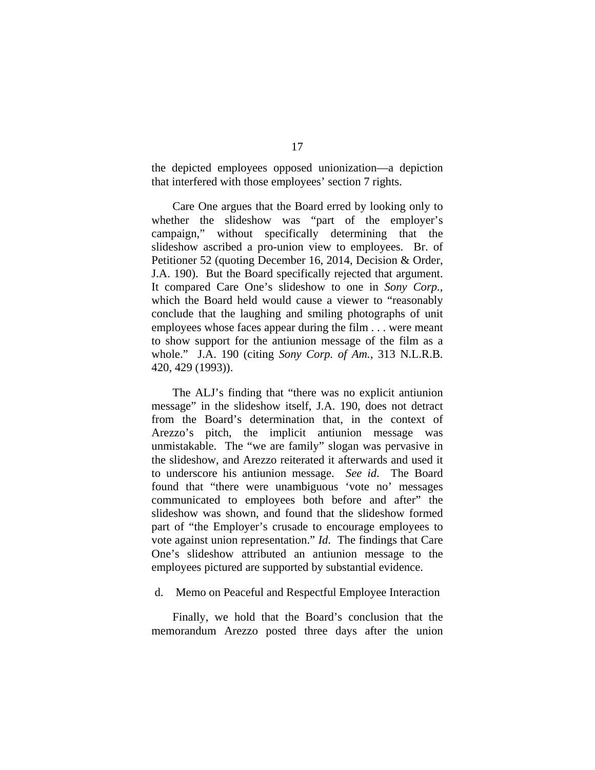the depicted employees opposed unionization—a depiction that interfered with those employees' section 7 rights.

Care One argues that the Board erred by looking only to whether the slideshow was "part of the employer's campaign," without specifically determining that the slideshow ascribed a pro-union view to employees. Br. of Petitioner 52 (quoting December 16, 2014, Decision & Order, J.A. 190). But the Board specifically rejected that argument. It compared Care One's slideshow to one in *Sony Corp.*, which the Board held would cause a viewer to "reasonably conclude that the laughing and smiling photographs of unit employees whose faces appear during the film . . . were meant to show support for the antiunion message of the film as a whole." J.A. 190 (citing *Sony Corp. of Am.*, 313 N.L.R.B. 420, 429 (1993)).

The ALJ's finding that "there was no explicit antiunion message" in the slideshow itself, J.A. 190, does not detract from the Board's determination that, in the context of Arezzo's pitch, the implicit antiunion message was unmistakable. The "we are family" slogan was pervasive in the slideshow, and Arezzo reiterated it afterwards and used it to underscore his antiunion message. *See id*. The Board found that "there were unambiguous 'vote no' messages communicated to employees both before and after" the slideshow was shown, and found that the slideshow formed part of "the Employer's crusade to encourage employees to vote against union representation." *Id*. The findings that Care One's slideshow attributed an antiunion message to the employees pictured are supported by substantial evidence.

d. Memo on Peaceful and Respectful Employee Interaction

Finally, we hold that the Board's conclusion that the memorandum Arezzo posted three days after the union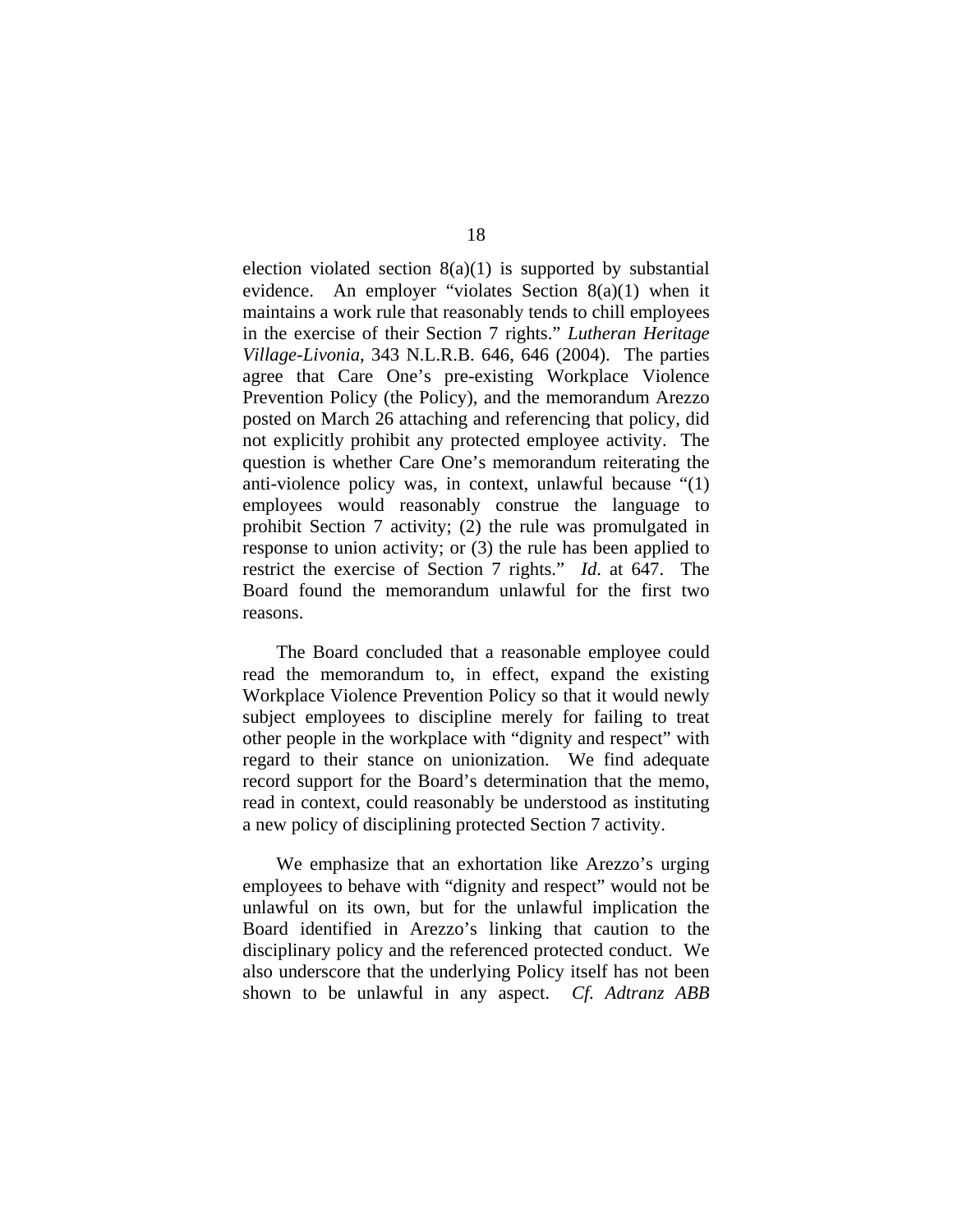election violated section 8(a)(1) is supported by substantial evidence. An employer "violates Section 8(a)(1) when it maintains a work rule that reasonably tends to chill employees in the exercise of their Section 7 rights." *Lutheran Heritage Village-Livonia*, 343 N.L.R.B. 646, 646 (2004). The parties agree that Care One's pre-existing Workplace Violence Prevention Policy (the Policy), and the memorandum Arezzo posted on March 26 attaching and referencing that policy, did not explicitly prohibit any protected employee activity. The question is whether Care One's memorandum reiterating the anti-violence policy was, in context, unlawful because "(1) employees would reasonably construe the language to prohibit Section 7 activity; (2) the rule was promulgated in response to union activity; or (3) the rule has been applied to restrict the exercise of Section 7 rights." *Id.* at 647. The Board found the memorandum unlawful for the first two reasons.

The Board concluded that a reasonable employee could read the memorandum to, in effect, expand the existing Workplace Violence Prevention Policy so that it would newly subject employees to discipline merely for failing to treat other people in the workplace with "dignity and respect" with regard to their stance on unionization. We find adequate record support for the Board's determination that the memo, read in context, could reasonably be understood as instituting a new policy of disciplining protected Section 7 activity.

We emphasize that an exhortation like Arezzo's urging employees to behave with "dignity and respect" would not be unlawful on its own, but for the unlawful implication the Board identified in Arezzo's linking that caution to the disciplinary policy and the referenced protected conduct. We also underscore that the underlying Policy itself has not been shown to be unlawful in any aspect. *Cf. Adtranz ABB*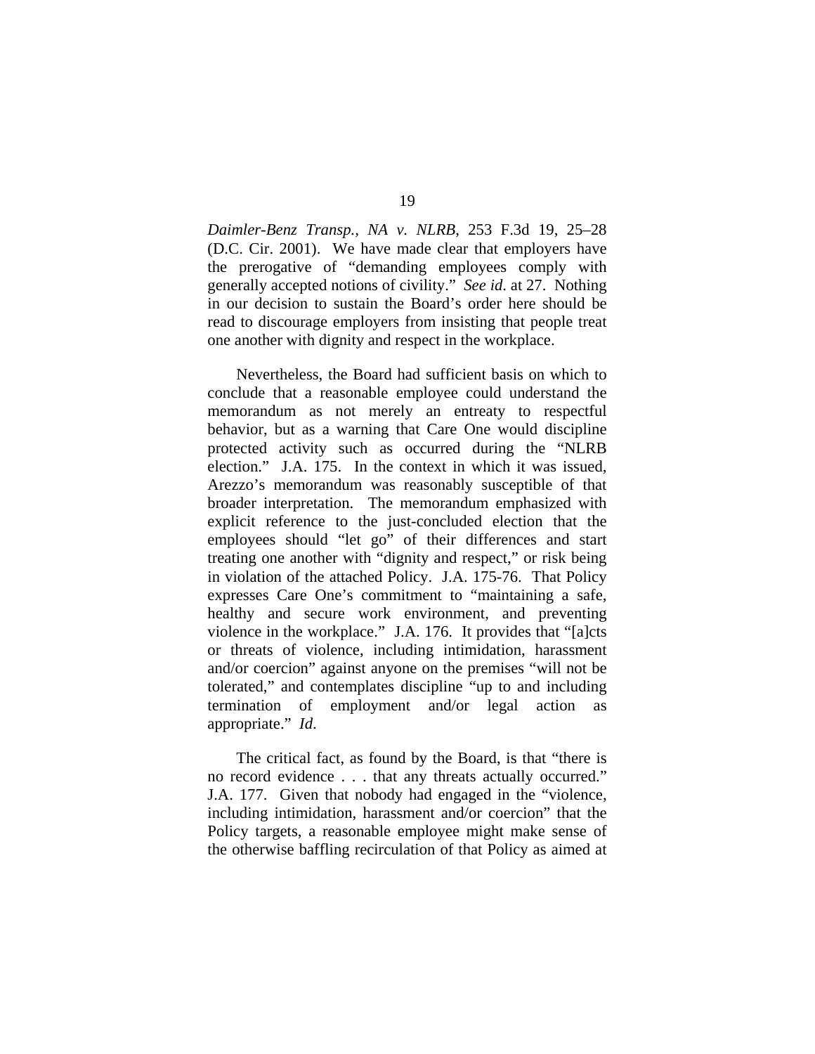*Daimler-Benz Transp., NA v. NLRB*, 253 F.3d 19, 25–28 (D.C. Cir. 2001). We have made clear that employers have the prerogative of "demanding employees comply with generally accepted notions of civility." *See id.* at 27. Nothing in our decision to sustain the Board's order here should be read to discourage employers from insisting that people treat one another with dignity and respect in the workplace.

Nevertheless, the Board had sufficient basis on which to conclude that a reasonable employee could understand the memorandum as not merely an entreaty to respectful behavior, but as a warning that Care One would discipline protected activity such as occurred during the "NLRB election." J.A. 175. In the context in which it was issued, Arezzo's memorandum was reasonably susceptible of that broader interpretation. The memorandum emphasized with explicit reference to the just-concluded election that the employees should "let go" of their differences and start treating one another with "dignity and respect," or risk being in violation of the attached Policy. J.A. 175-76. That Policy expresses Care One's commitment to "maintaining a safe, healthy and secure work environment, and preventing violence in the workplace." J.A. 176. It provides that "[a]cts or threats of violence, including intimidation, harassment and/or coercion" against anyone on the premises "will not be tolerated," and contemplates discipline "up to and including termination of employment and/or legal action as appropriate." *Id.*

The critical fact, as found by the Board, is that "there is no record evidence . . . that any threats actually occurred." J.A. 177. Given that nobody had engaged in the "violence, including intimidation, harassment and/or coercion" that the Policy targets, a reasonable employee might make sense of the otherwise baffling recirculation of that Policy as aimed at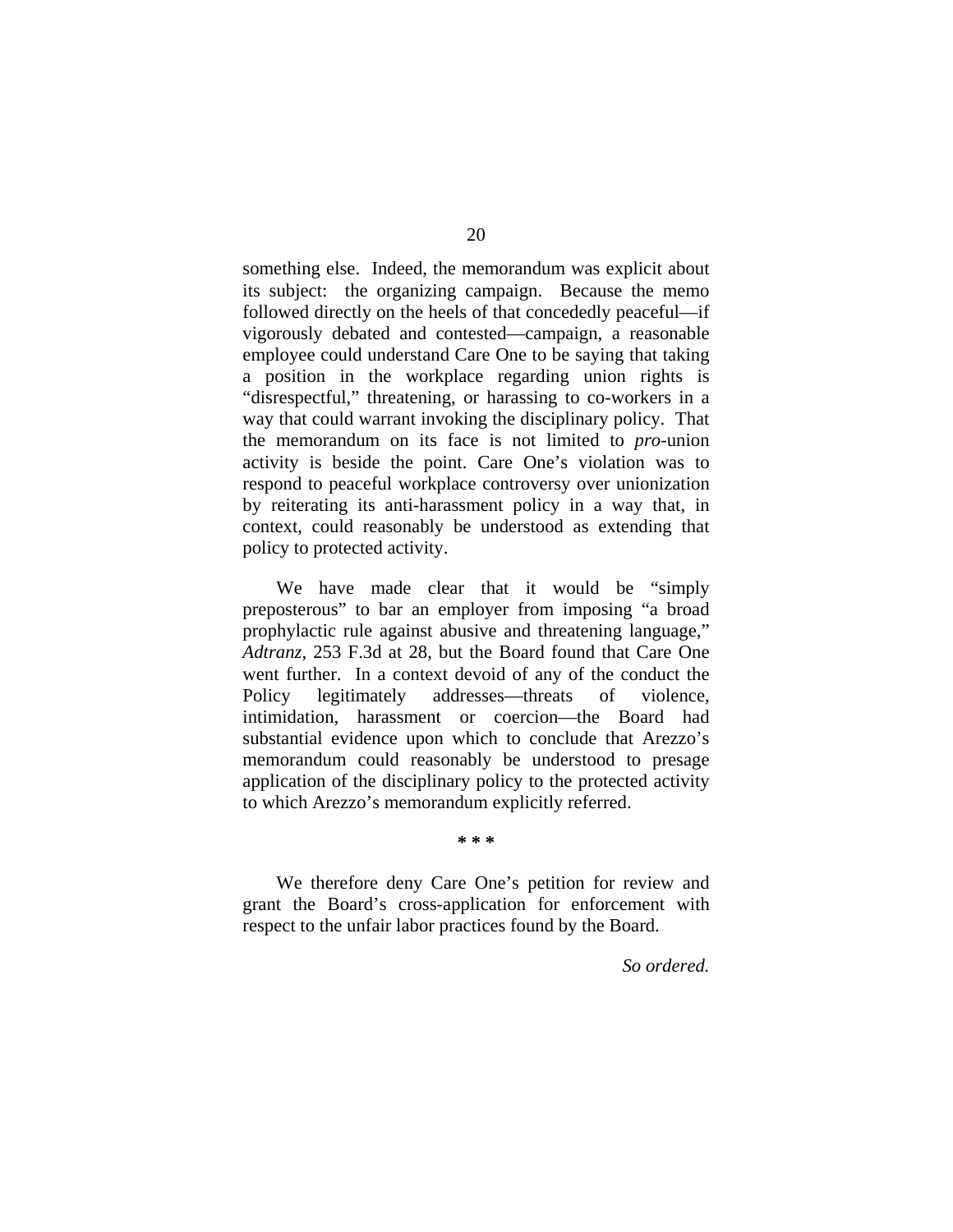something else. Indeed, the memorandum was explicit about its subject: the organizing campaign. Because the memo followed directly on the heels of that concededly peaceful—if vigorously debated and contested—campaign, a reasonable employee could understand Care One to be saying that taking a position in the workplace regarding union rights is "disrespectful," threatening, or harassing to co-workers in a way that could warrant invoking the disciplinary policy. That the memorandum on its face is not limited to *pro*-union activity is beside the point. Care One's violation was to respond to peaceful workplace controversy over unionization by reiterating its anti-harassment policy in a way that, in context, could reasonably be understood as extending that policy to protected activity.

We have made clear that it would be "simply preposterous" to bar an employer from imposing "a broad prophylactic rule against abusive and threatening language," *Adtranz*, 253 F.3d at 28, but the Board found that Care One went further. In a context devoid of any of the conduct the Policy legitimately addresses—threats of violence, intimidation, harassment or coercion—the Board had substantial evidence upon which to conclude that Arezzo's memorandum could reasonably be understood to presage application of the disciplinary policy to the protected activity to which Arezzo's memorandum explicitly referred.

\* \* \*

We therefore deny Care One's petition for review and grant the Board's cross-application for enforcement with respect to the unfair labor practices found by the Board.

*So ordered.*